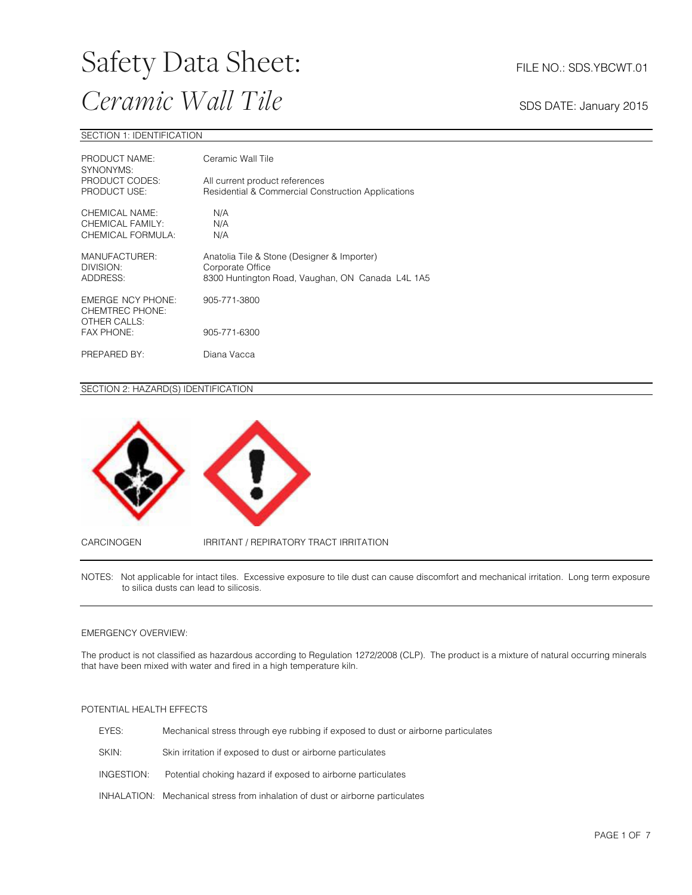# Safety Data Sheet: *Ceramic Wall Tile*

FILE NO.: SDS.YBCWT.01

SDS DATE: January 2015

## SECTION 1: IDENTIFICATION

| | |
|---|---|
| PRODUCT NAME: | Ceramic Wall Tile |
| SYNONYMS: | |
| PRODUCT CODES: | All current product references |
| PRODUCT USE: | Residential & Commercial Construction Applications |
| CHEMICAL NAME: | N/A |
| CHEMICAL FAMILY: | N/A |
| CHEMICAL FORMULA: | N/A |
| MANUFACTURER: | Anatolia Tile & Stone (Designer & Importer) |
| DIVISION: | Corporate Office |
| ADDRESS: | 8300 Huntington Road, Vaughan, ON Canada L4L 1A5 |
| EMERGE NCY PHONE: | 905-771-3800 |
| CHEMTREC PHONE: | |
| OTHER CALLS: | |
| FAX PHONE: | 905-771-6300 |
| PREPARED BY: | Diana Vacca |

## SECTION 2: HAZARD(S) IDENTIFICATION

CARCINOGEN

IRRITANT / REPIRATORY TRACT IRRITATION

NOTES: Not applicable for intact tiles. Excessive exposure to tile dust can cause discomfort and mechanical irritation. Long term exposure to silica dusts can lead to silicosis.

EMERGENCY OVERVIEW:

The product is not classified as hazardous according to Regulation 1272/2008 (CLP). The product is a mixture of natural occurring minerals that have been mixed with water and fired in a high temperature kiln.

POTENTIAL HEALTH EFFECTS

- EYES: Mechanical stress through eye rubbing if exposed to dust or airborne particulates
- SKIN: Skin irritation if exposed to dust or airborne particulates
- INGESTION: Potential choking hazard if exposed to airborne particulates
- INHALATION: Mechanical stress from inhalation of dust or airborne particulates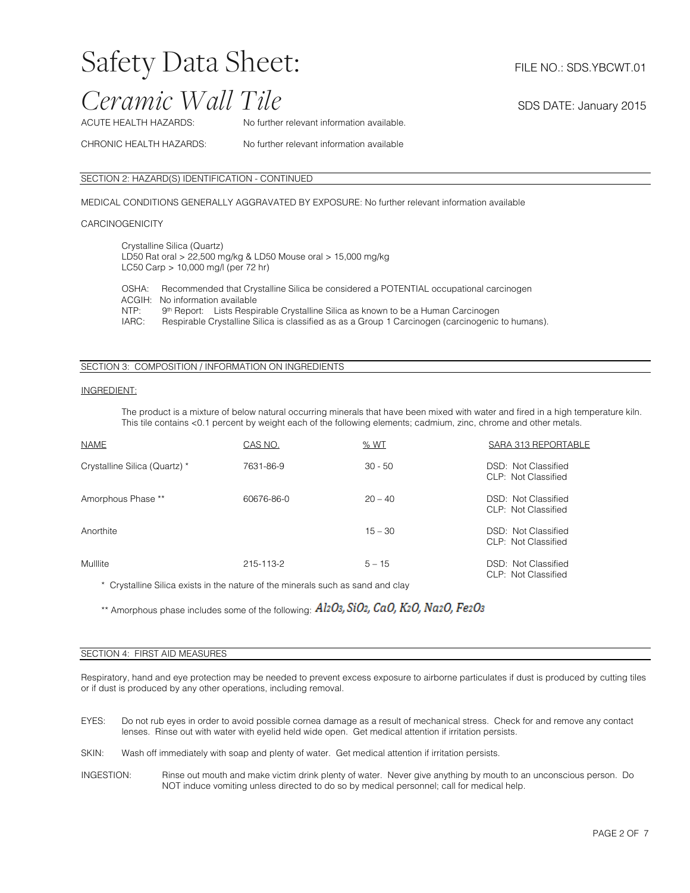# Safety Data Sheet:

# *Ceramic Wall Tile*

FILE NO.: SDS.YBCWT.01

SDS DATE: January 2015

ACUTE HEALTH HAZARDS: No further relevant information available.

CHRONIC HEALTH HAZARDS: No further relevant information available

## SECTION 2: HAZARD(S) IDENTIFICATION - CONTINUED

MEDICAL CONDITIONS GENERALLY AGGRAVATED BY EXPOSURE: No further relevant information available

CARCINOGENICITY

Crystalline Silica (Quartz)
LD50 Rat oral > 22,500 mg/kg & LD50 Mouse oral > 15,000 mg/kg
LC50 Carp > 10,000 mg/l (per 72 hr)

OSHA: Recommended that Crystalline Silica be considered a POTENTIAL occupational carcinogen
ACGIH: No information available
NTP: 9th Report: Lists Respirable Crystalline Silica as known to be a Human Carcinogen
IARC: Respirable Crystalline Silica is classified as as a Group 1 Carcinogen (carcinogenic to humans).

## SECTION 3: COMPOSITION / INFORMATION ON INGREDIENTS

INGREDIENT:

The product is a mixture of below natural occurring minerals that have been mixed with water and fired in a high temperature kiln. This tile contains <0.1 percent by weight each of the following elements; cadmium, zinc, chrome and other metals.

| NAME | CAS NO. | % WT | SARA 313 REPORTABLE |
|---|---|---|---|
| Crystalline Silica (Quartz) * | 7631-86-9 | 30 - 50 | DSD: Not Classified<br>CLP: Not Classified |
| Amorphous Phase ** | 60676-86-0 | 20 – 40 | DSD: Not Classified<br>CLP: Not Classified |
| Anorthite | | 15 – 30 | DSD: Not Classified<br>CLP: Not Classified |
| Mulllite | 215-113-2 | 5 – 15 | DSD: Not Classified<br>CLP: Not Classified |

\* Crystalline Silica exists in the nature of the minerals such as sand and clay

** Amorphous phase includes some of the following: $Al_2O_3, SiO_2, CaO, K_2O, Na_2O, Fe_2O_3$

## SECTION 4: FIRST AID MEASURES

Respiratory, hand and eye protection may be needed to prevent excess exposure to airborne particulates if dust is produced by cutting tiles or if dust is produced by any other operations, including removal.

EYES: Do not rub eyes in order to avoid possible cornea damage as a result of mechanical stress. Check for and remove any contact lenses. Rinse out with water with eyelid held wide open. Get medical attention if irritation persists.

SKIN: Wash off immediately with soap and plenty of water. Get medical attention if irritation persists.

INGESTION: Rinse out mouth and make victim drink plenty of water. Never give anything by mouth to an unconscious person. Do NOT induce vomiting unless directed to do so by medical personnel; call for medical help.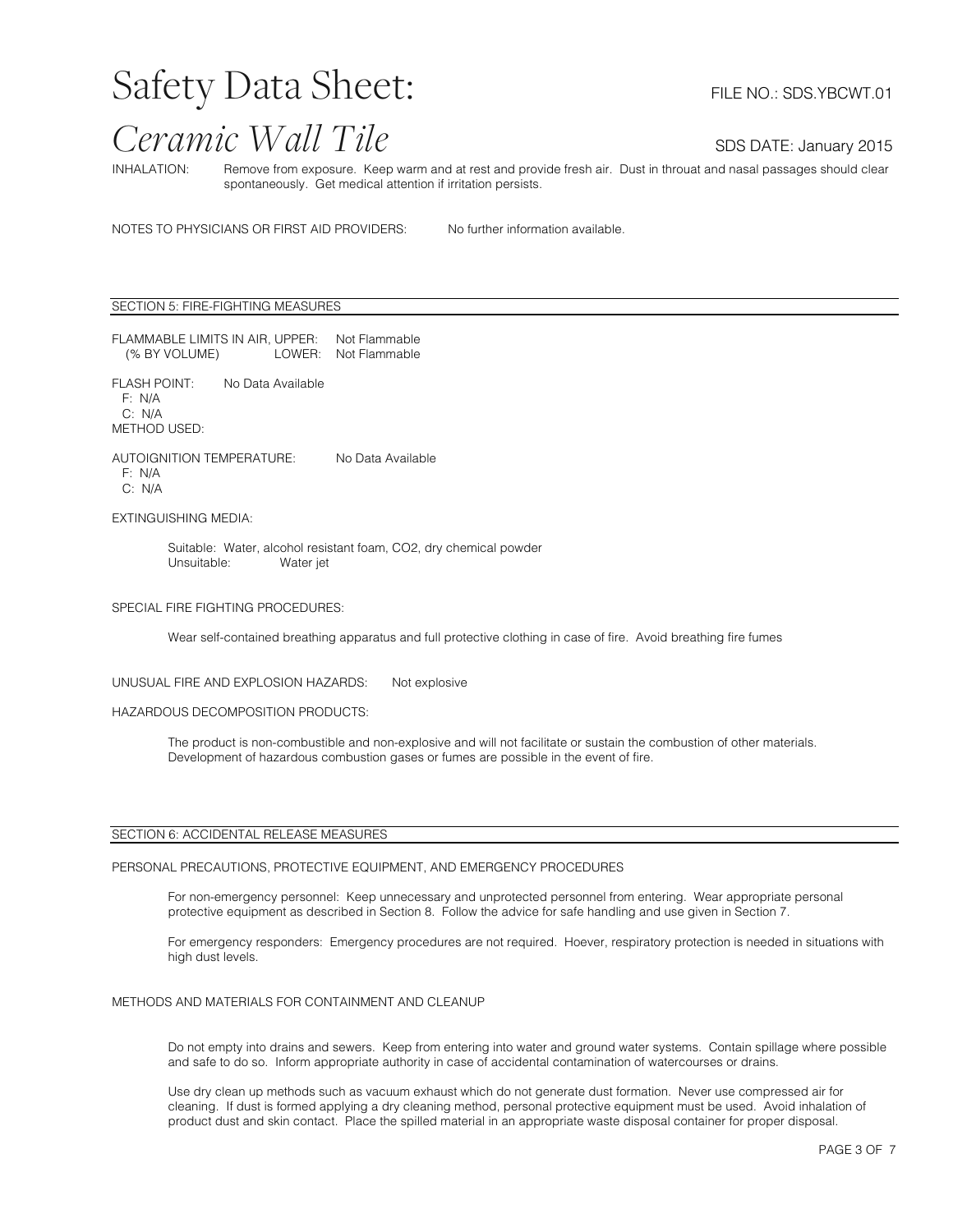INHALATION: Remove from exposure. Keep warm and at rest and provide fresh air. Dust in throuat and nasal passages should clear spontaneously. Get medical attention if irritation persists.

NOTES TO PHYSICIANS OR FIRST AID PROVIDERS: No further information available.

## SECTION 5: FIRE-FIGHTING MEASURES

FLAMMABLE LIMITS IN AIR, UPPER: Not Flammable
(% BY VOLUME) LOWER: Not Flammable

FLASH POINT: No Data Available
F: N/A
C: N/A
METHOD USED:

AUTOIGNITION TEMPERATURE: No Data Available
F: N/A
C: N/A

EXTINGUISHING MEDIA:

Suitable: Water, alcohol resistant foam, $CO_2$, dry chemical powder
Unsuitable: Water jet

SPECIAL FIRE FIGHTING PROCEDURES:

Wear self-contained breathing apparatus and full protective clothing in case of fire. Avoid breathing fire fumes

UNUSUAL FIRE AND EXPLOSION HAZARDS: Not explosive

HAZARDOUS DECOMPOSITION PRODUCTS:

The product is non-combustible and non-explosive and will not facilitate or sustain the combustion of other materials. Development of hazardous combustion gases or fumes are possible in the event of fire.

## SECTION 6: ACCIDENTAL RELEASE MEASURES

PERSONAL PRECAUTIONS, PROTECTIVE EQUIPMENT, AND EMERGENCY PROCEDURES

For non-emergency personnel: Keep unnecessary and unprotected personnel from entering. Wear appropriate personal protective equipment as described in Section 8. Follow the advice for safe handling and use given in Section 7.

For emergency responders: Emergency procedures are not required. Hoever, respiratory protection is needed in situations with high dust levels.

METHODS AND MATERIALS FOR CONTAINMENT AND CLEANUP

Do not empty into drains and sewers. Keep from entering into water and ground water systems. Contain spillage where possible and safe to do so. Inform appropriate authority in case of accidental contamination of watercourses or drains.

Use dry clean up methods such as vacuum exhaust which do not generate dust formation. Never use compressed air for cleaning. If dust is formed applying a dry cleaning method, personal protective equipment must be used. Avoid inhalation of product dust and skin contact. Place the spilled material in an appropriate waste disposal container for proper disposal.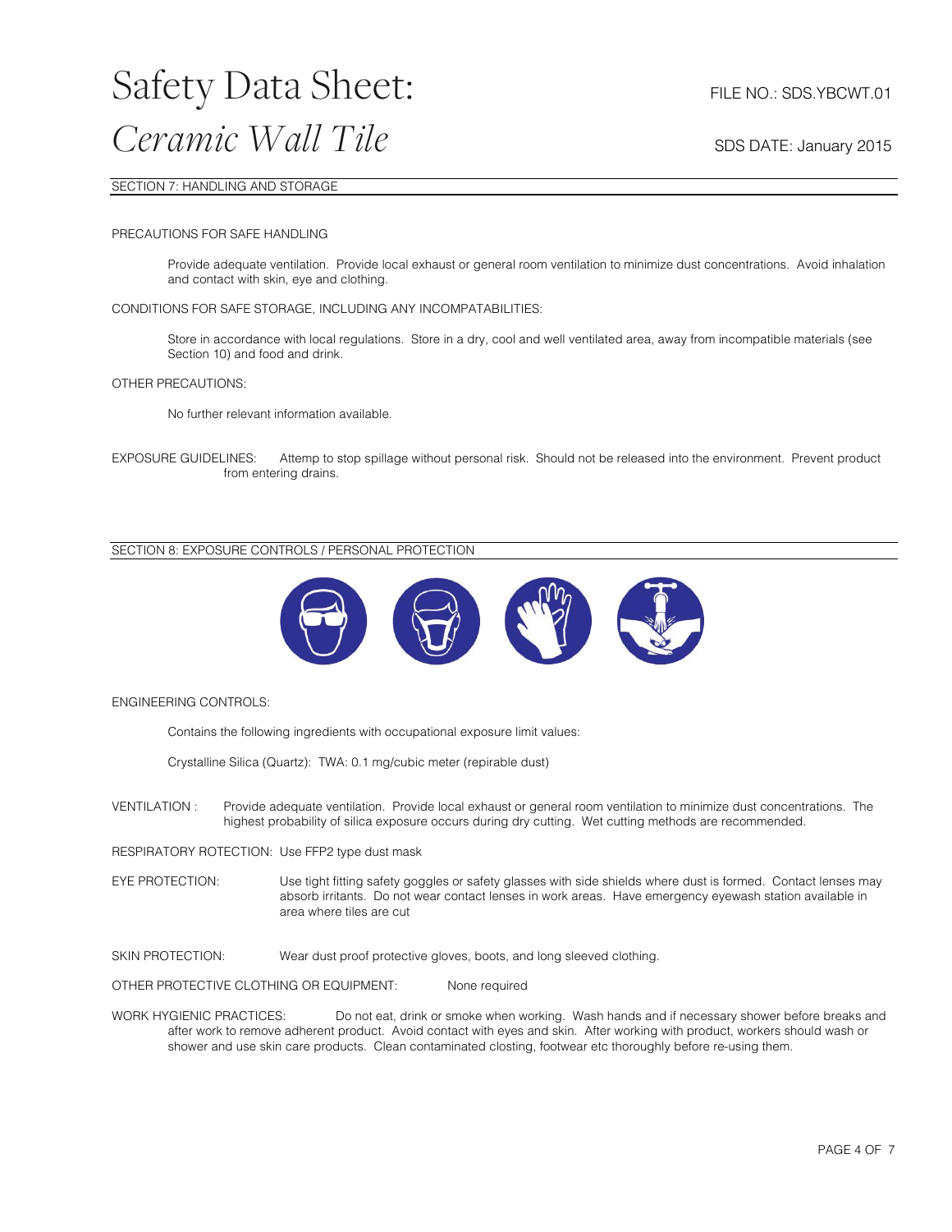# Safety Data Sheet: *Ceramic Wall Tile*

FILE NO.: SDS.YBCWT.01

SDS DATE: January 2015

## SECTION 7: HANDLING AND STORAGE

PRECAUTIONS FOR SAFE HANDLING

Provide adequate ventilation. Provide local exhaust or general room ventilation to minimize dust concentrations. Avoid inhalation and contact with skin, eye and clothing.

CONDITIONS FOR SAFE STORAGE, INCLUDING ANY INCOMPATABILITIES:

Store in accordance with local regulations. Store in a dry, cool and well ventilated area, away from incompatible materials (see Section 10) and food and drink.

OTHER PRECAUTIONS:

No further relevant information available.

EXPOSURE GUIDELINES: Attemp to stop spillage without personal risk. Should not be released into the environment. Prevent product from entering drains.

## SECTION 8: EXPOSURE CONTROLS / PERSONAL PROTECTION

ENGINEERING CONTROLS:

Contains the following ingredients with occupational exposure limit values:

Crystalline Silica (Quartz): TWA: 0.1 mg/cubic meter (repirable dust)

VENTILATION : Provide adequate ventilation. Provide local exhaust or general room ventilation to minimize dust concentrations. The highest probability of silica exposure occurs during dry cutting. Wet cutting methods are recommended.

RESPIRATORY ROTECTION: Use FFP2 type dust mask

EYE PROTECTION: Use tight fitting safety goggles or safety glasses with side shields where dust is formed. Contact lenses may absorb irritants. Do not wear contact lenses in work areas. Have emergency eyewash station available in area where tiles are cut

SKIN PROTECTION: Wear dust proof protective gloves, boots, and long sleeved clothing.

OTHER PROTECTIVE CLOTHING OR EQUIPMENT: None required

WORK HYGIENIC PRACTICES: Do not eat, drink or smoke when working. Wash hands and if necessary shower before breaks and after work to remove adherent product. Avoid contact with eyes and skin. After working with product, workers should wash or shower and use skin care products. Clean contaminated closting, footwear etc thoroughly before re-using them.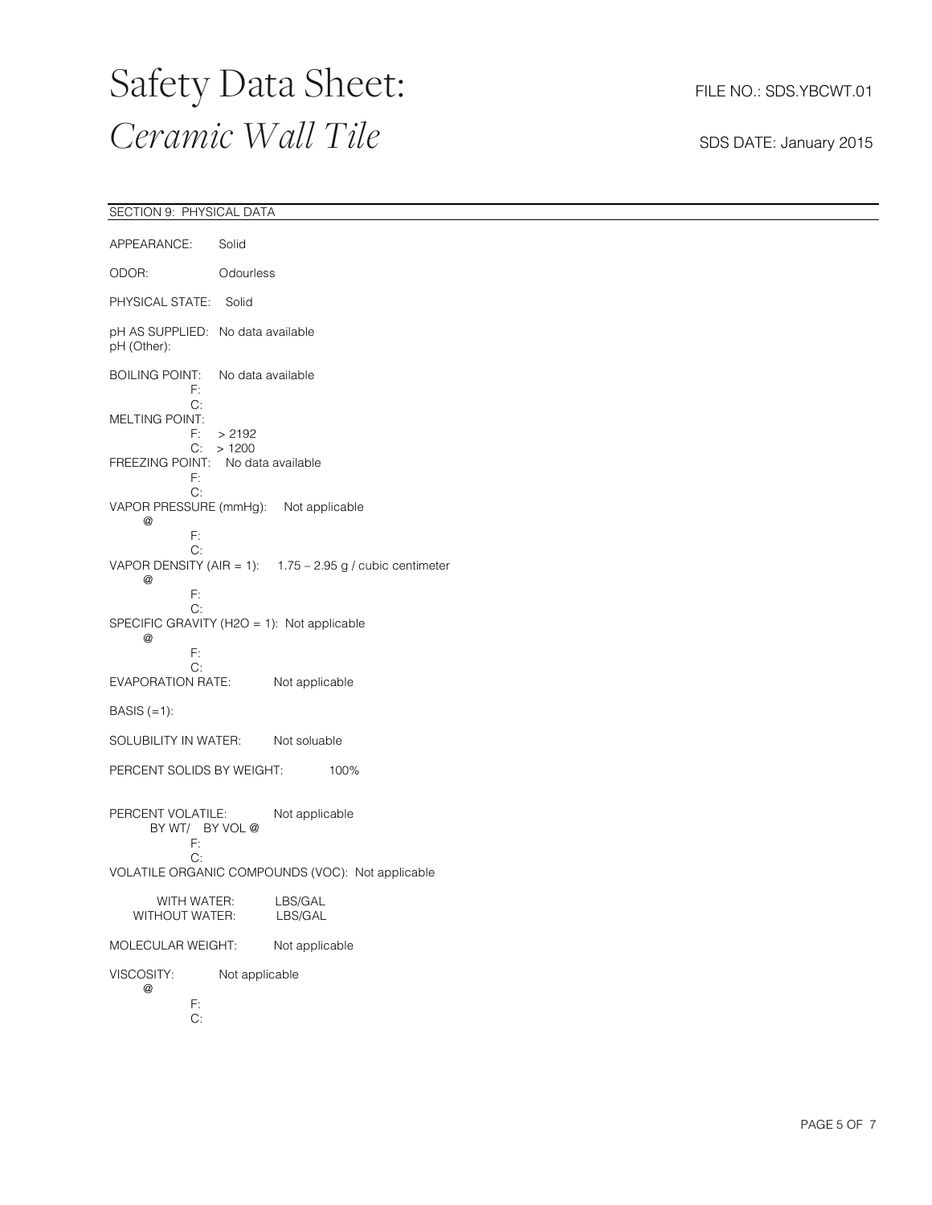# Safety Data Sheet: *Ceramic Wall Tile*

FILE NO.: SDS.YBCWT.01

SDS DATE: January 2015

## SECTION 9: PHYSICAL DATA

APPEARANCE: Solid

ODOR: Odourless

PHYSICAL STATE: Solid

pH AS SUPPLIED: No data available
pH (Other):

BOILING POINT: No data available
F:
C:

MELTING POINT:
F: > 2192
C: > 1200

FREEZING POINT: No data available
F:
C:

VAPOR PRESSURE (mmHg): Not applicable
@
F:
C:

VAPOR DENSITY (AIR = 1): 1.75 – 2.95 g / cubic centimeter
@
F:
C:

SPECIFIC GRAVITY (H2O = 1): Not applicable
@
F:
C:

EVAPORATION RATE: Not applicable

BASIS (=1):

SOLUBILITY IN WATER: Not soluable

PERCENT SOLIDS BY WEIGHT: 100%

PERCENT VOLATILE: Not applicable
BY WT/ BY VOL @
F:
C:

VOLATILE ORGANIC COMPOUNDS (VOC): Not applicable

WITH WATER: LBS/GAL
WITHOUT WATER: LBS/GAL

MOLECULAR WEIGHT: Not applicable

VISCOSITY: Not applicable
@
F:
C: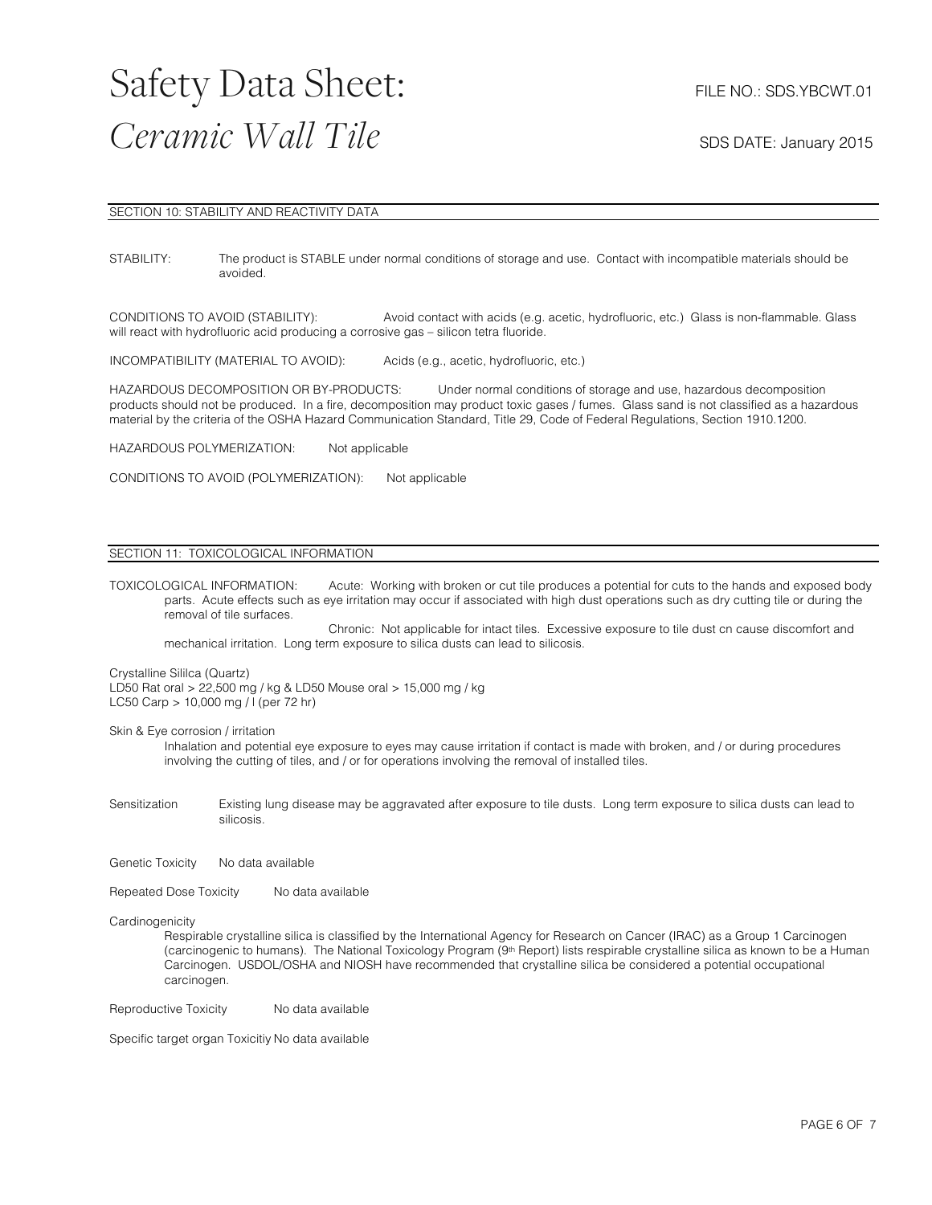# Safety Data Sheet: *Ceramic Wall Tile*

FILE NO.: SDS.YBCWT.01

SDS DATE: January 2015

## SECTION 10: STABILITY AND REACTIVITY DATA

STABILITY: The product is STABLE under normal conditions of storage and use. Contact with incompatible materials should be avoided.

CONDITIONS TO AVOID (STABILITY): Avoid contact with acids (e.g. acetic, hydrofluoric, etc.) Glass is non-flammable. Glass will react with hydrofluoric acid producing a corrosive gas – silicon tetra fluoride.

INCOMPATIBILITY (MATERIAL TO AVOID): Acids (e.g., acetic, hydrofluoric, etc.)

HAZARDOUS DECOMPOSITION OR BY-PRODUCTS: Under normal conditions of storage and use, hazardous decomposition products should not be produced. In a fire, decomposition may product toxic gases / fumes. Glass sand is not classified as a hazardous material by the criteria of the OSHA Hazard Communication Standard, Title 29, Code of Federal Regulations, Section 1910.1200.

HAZARDOUS POLYMERIZATION: Not applicable

CONDITIONS TO AVOID (POLYMERIZATION): Not applicable

## SECTION 11: TOXICOLOGICAL INFORMATION

TOXICOLOGICAL INFORMATION: Acute: Working with broken or cut tile produces a potential for cuts to the hands and exposed body parts. Acute effects such as eye irritation may occur if associated with high dust operations such as dry cutting tile or during the removal of tile surfaces.

Chronic: Not applicable for intact tiles. Excessive exposure to tile dust cn can cause discomfort and mechanical irritation. Long term exposure to silica dusts can lead to silicosis.

Crystalline Sililca (Quartz)
LD50 Rat oral > 22,500 mg / kg & LD50 Mouse oral > 15,000 mg / kg
LC50 Carp > 10,000 mg / l (per 72 hr)

Skin & Eye corrosion / irritation

Inhalation and potential eye exposure to eyes may cause irritation if contact is made with broken, and / or during procedures involving the cutting of tiles, and / or for operations involving the removal of installed tiles.

Sensitization: Existing lung disease may be aggravated after exposure to tile dusts. Long term exposure to silica dusts can lead to silicosis.

Genetic Toxicity: No data available

Repeated Dose Toxicity: No data available

Cardinogenicity

Respirable crystalline silica is classified by the International Agency for Research on Cancer (IRAC) as a Group 1 Carcinogen (carcinogenic to humans). The National Toxicology Program (9th Report) lists respirable crystalline silica as known to be a Human Carcinogen. USDOL/OSHA and NIOSH have recommended that crystalline silica be considered a potential occupational carcinogen.

Reproductive Toxicity: No data available

Specific target organ Toxicitiy: No data available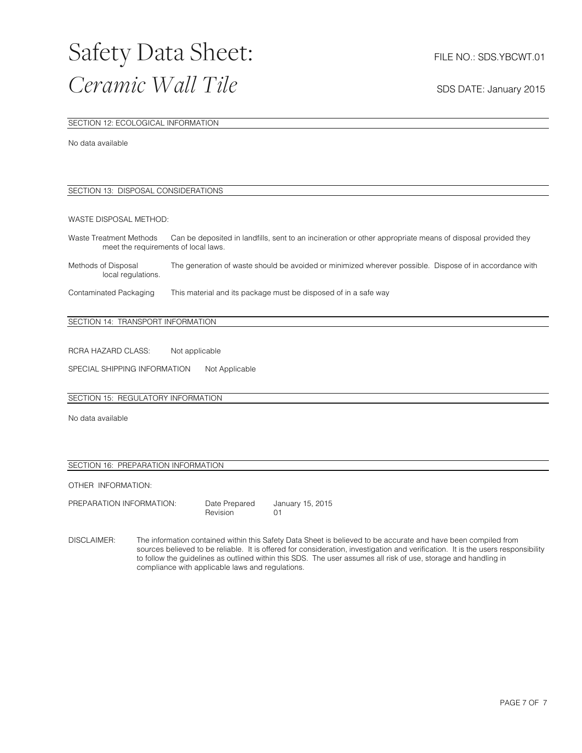# Safety Data Sheet: *Ceramic Wall Tile*

FILE NO.: SDS.YBCWT.01

SDS DATE: January 2015

## SECTION 12: ECOLOGICAL INFORMATION

No data available

## SECTION 13: DISPOSAL CONSIDERATIONS

WASTE DISPOSAL METHOD:

Waste Treatment Methods Can be deposited in landfills, sent to an incineration or other appropriate means of disposal provided they meet the requirements of local laws.

Methods of Disposal The generation of waste should be avoided or minimized wherever possible. Dispose of in accordance with local regulations.

Contaminated Packaging This material and its package must be disposed of in a safe way

## SECTION 14: TRANSPORT INFORMATION

RCRA HAZARD CLASS: Not applicable

SPECIAL SHIPPING INFORMATION Not Applicable

## SECTION 15: REGULATORY INFORMATION

No data available

## SECTION 16: PREPARATION INFORMATION

OTHER INFORMATION:

PREPARATION INFORMATION: Date Prepared January 15, 2015
Revision 01

DISCLAIMER: The information contained within this Safety Data Sheet is believed to be accurate and have been compiled from sources believed to be reliable. It is offered for consideration, investigation and verification. It is the users responsibility to follow the guidelines as outlined within this SDS. The user assumes all risk of use, storage and handling in compliance with applicable laws and regulations.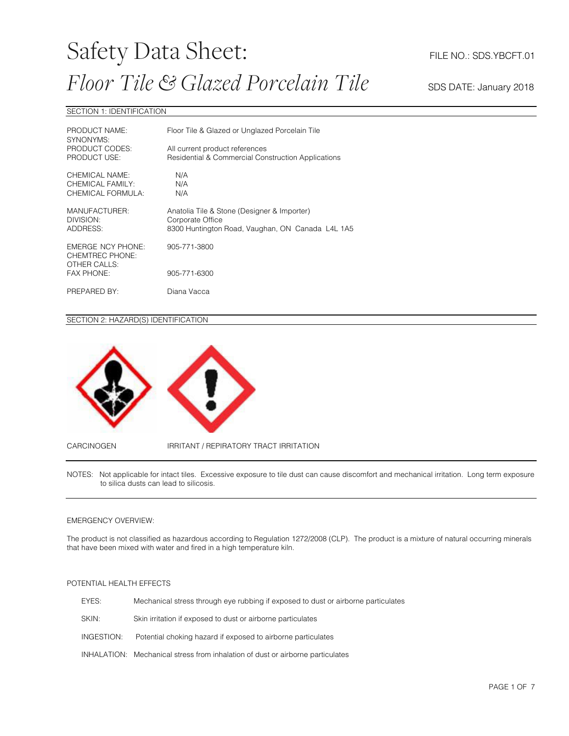# Safety Data Sheet:

# *Floor Tile & Glazed Porcelain Tile*

FILE NO.: SDS.YBCFT.01

SDS DATE: January 2018

## SECTION 1: IDENTIFICATION

| | |
|---|---|
| PRODUCT NAME: | Floor Tile & Glazed or Unglazed Porcelain Tile |
| SYNONYMS: | |
| PRODUCT CODES: | All current product references |
| PRODUCT USE: | Residential & Commercial Construction Applications |
| CHEMICAL NAME: | N/A |
| CHEMICAL FAMILY: | N/A |
| CHEMICAL FORMULA: | N/A |
| MANUFACTURER: | Anatolia Tile & Stone (Designer & Importer) |
| DIVISION: | Corporate Office |
| ADDRESS: | 8300 Huntington Road, Vaughan, ON Canada L4L 1A5 |
| EMERGE NCY PHONE: | 905-771-3800 |
| CHEMTREC PHONE: | |
| OTHER CALLS: | |
| FAX PHONE: | 905-771-6300 |
| PREPARED BY: | Diana Vacca |

## SECTION 2: HAZARD(S) IDENTIFICATION

CARCINOGEN IRRITANT / REPIRATORY TRACT IRRITATION

NOTES: Not applicable for intact tiles. Excessive exposure to tile dust can cause discomfort and mechanical irritation. Long term exposure to silica dusts can lead to silicosis.

EMERGENCY OVERVIEW:

The product is not classified as hazardous according to Regulation 1272/2008 (CLP). The product is a mixture of natural occurring minerals that have been mixed with water and fired in a high temperature kiln.

POTENTIAL HEALTH EFFECTS

- EYES: Mechanical stress through eye rubbing if exposed to dust or airborne particulates
- SKIN: Skin irritation if exposed to dust or airborne particulates
- INGESTION: Potential choking hazard if exposed to airborne particulates
- INHALATION: Mechanical stress from inhalation of dust or airborne particulates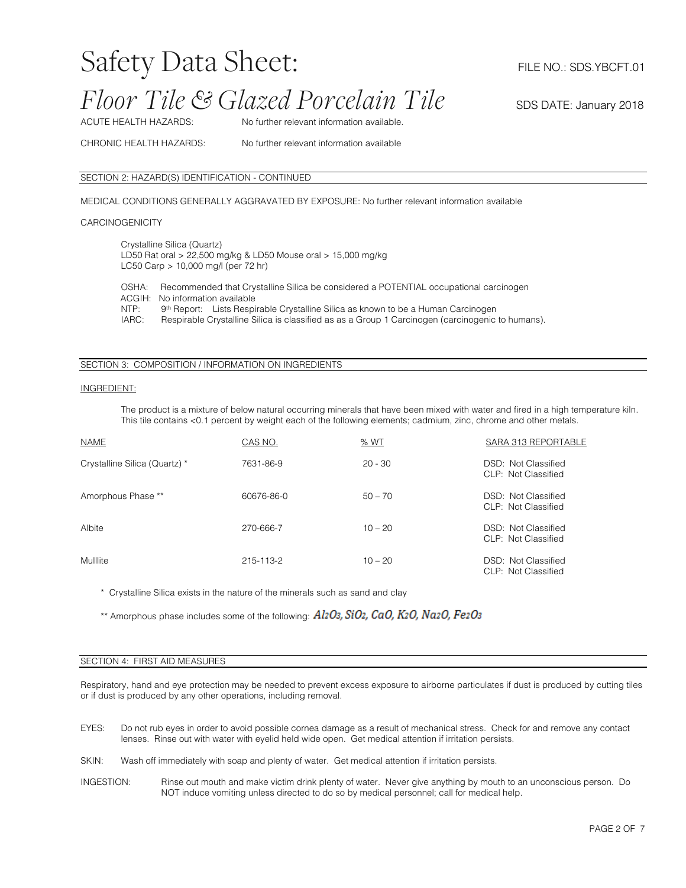# Safety Data Sheet:

# *Floor Tile & Glazed Porcelain Tile*

FILE NO.: SDS.YBCFT.01

SDS DATE: January 2018

ACUTE HEALTH HAZARDS: No further relevant information available.

CHRONIC HEALTH HAZARDS: No further relevant information available

## SECTION 2: HAZARD(S) IDENTIFICATION - CONTINUED

MEDICAL CONDITIONS GENERALLY AGGRAVATED BY EXPOSURE: No further relevant information available

CARCINOGENICITY

Crystalline Silica (Quartz)
LD50 Rat oral > 22,500 mg/kg & LD50 Mouse oral > 15,000 mg/kg
LC50 Carp > 10,000 mg/l (per 72 hr)

OSHA: Recommended that Crystalline Silica be considered a POTENTIAL occupational carcinogen
ACGIH: No information available
NTP: 9th Report: Lists Respirable Crystalline Silica as known to be a Human Carcinogen
IARC: Respirable Crystalline Silica is classified as as a Group 1 Carcinogen (carcinogenic to humans).

## SECTION 3: COMPOSITION / INFORMATION ON INGREDIENTS

INGREDIENT:

The product is a mixture of below natural occurring minerals that have been mixed with water and fired in a high temperature kiln. This tile contains <0.1 percent by weight each of the following elements; cadmium, zinc, chrome and other metals.

| NAME | CAS NO. | % WT | SARA 313 REPORTABLE |
|---|---|---|---|
| Crystalline Silica (Quartz) * | 7631-86-9 | 20 - 30 | DSD: Not Classified<br>CLP: Not Classified |
| Amorphous Phase ** | 60676-86-0 | 50 – 70 | DSD: Not Classified<br>CLP: Not Classified |
| Albite | 270-666-7 | 10 – 20 | DSD: Not Classified<br>CLP: Not Classified |
| Mulllite | 215-113-2 | 10 – 20 | DSD: Not Classified<br>CLP: Not Classified |

\* Crystalline Silica exists in the nature of the minerals such as sand and clay

** Amorphous phase includes some of the following: $Al_2O_3$, $SiO_2$, $CaO$, $K_2O$, $Na_2O$, $Fe_2O_3$

## SECTION 4: FIRST AID MEASURES

Respiratory, hand and eye protection may be needed to prevent excess exposure to airborne particulates if dust is produced by cutting tiles or if dust is produced by any other operations, including removal.

EYES: Do not rub eyes in order to avoid possible cornea damage as a result of mechanical stress. Check for and remove any contact lenses. Rinse out with water with eyelid held wide open. Get medical attention if irritation persists.

SKIN: Wash off immediately with soap and plenty of water. Get medical attention if irritation persists.

INGESTION: Rinse out mouth and make victim drink plenty of water. Never give anything by mouth to an unconscious person. Do NOT induce vomiting unless directed to do so by medical personnel; call for medical help.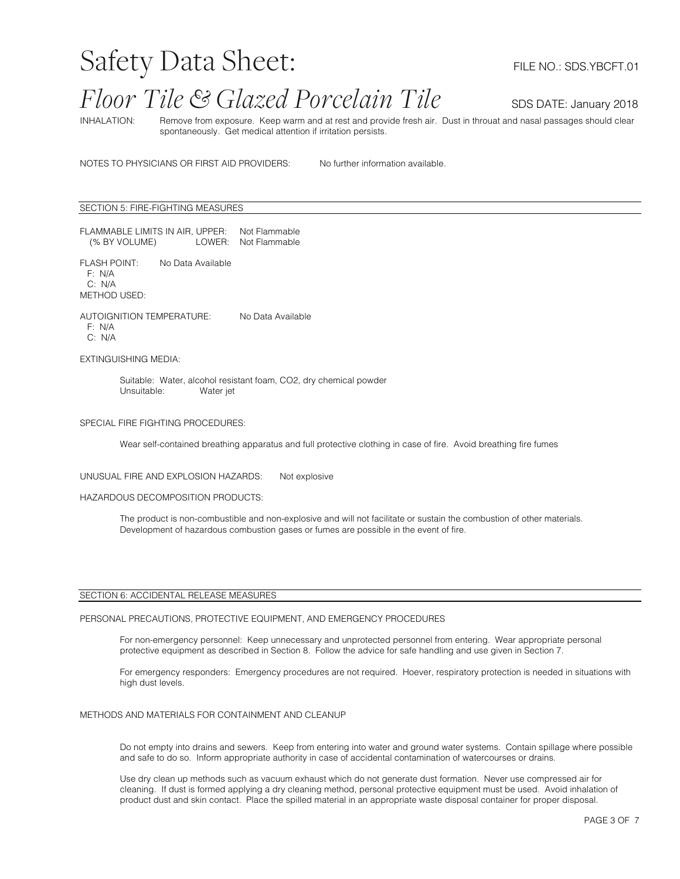INHALATION: Remove from exposure. Keep warm and at rest and provide fresh air. Dust in throuat and nasal passages should clear spontaneously. Get medical attention if irritation persists.

NOTES TO PHYSICIANS OR FIRST AID PROVIDERS: No further information available.

## SECTION 5: FIRE-FIGHTING MEASURES

FLAMMABLE LIMITS IN AIR, UPPER: Not Flammable
(% BY VOLUME) LOWER: Not Flammable

FLASH POINT: No Data Available
F: N/A
C: N/A
METHOD USED:

AUTOIGNITION TEMPERATURE: No Data Available
F: N/A
C: N/A

EXTINGUISHING MEDIA:

Suitable: Water, alcohol resistant foam, $CO_2$, dry chemical powder
Unsuitable: Water jet

SPECIAL FIRE FIGHTING PROCEDURES:

Wear self-contained breathing apparatus and full protective clothing in case of fire. Avoid breathing fire fumes

UNUSUAL FIRE AND EXPLOSION HAZARDS: Not explosive

HAZARDOUS DECOMPOSITION PRODUCTS:

The product is non-combustible and non-explosive and will not facilitate or sustain the combustion of other materials. Development of hazardous combustion gases or fumes are possible in the event of fire.

## SECTION 6: ACCIDENTAL RELEASE MEASURES

PERSONAL PRECAUTIONS, PROTECTIVE EQUIPMENT, AND EMERGENCY PROCEDURES

For non-emergency personnel: Keep unnecessary and unprotected personnel from entering. Wear appropriate personal protective equipment as described in Section 8. Follow the advice for safe handling and use given in Section 7.

For emergency responders: Emergency procedures are not required. Hoever, respiratory protection is needed in situations with high dust levels.

METHODS AND MATERIALS FOR CONTAINMENT AND CLEANUP

Do not empty into drains and sewers. Keep from entering into water and ground water systems. Contain spillage where possible and safe to do so. Inform appropriate authority in case of accidental contamination of watercourses or drains.

Use dry clean up methods such as vacuum exhaust which do not generate dust formation. Never use compressed air for cleaning. If dust is formed applying a dry cleaning method, personal protective equipment must be used. Avoid inhalation of product dust and skin contact. Place the spilled material in an appropriate waste disposal container for proper disposal.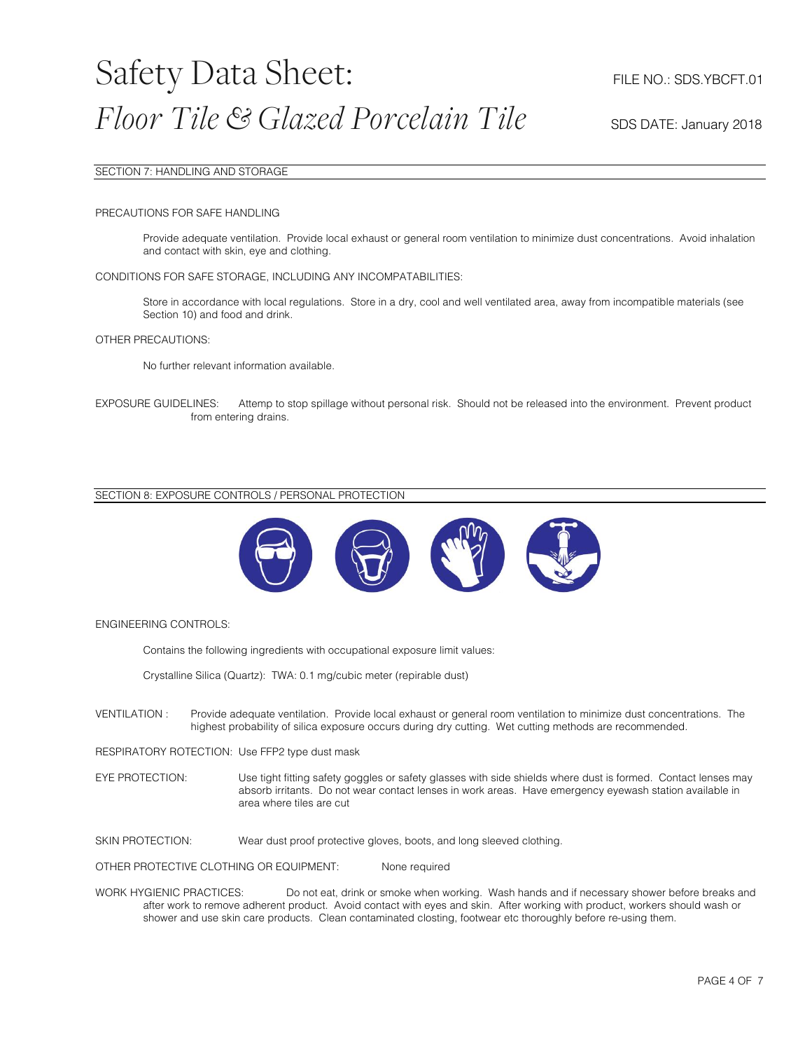# Safety Data Sheet: *Floor Tile & Glazed Porcelain Tile*

FILE NO.: SDS.YBCFT.01

SDS DATE: January 2018

## SECTION 7: HANDLING AND STORAGE

PRECAUTIONS FOR SAFE HANDLING

Provide adequate ventilation. Provide local exhaust or general room ventilation to minimize dust concentrations. Avoid inhalation and contact with skin, eye and clothing.

CONDITIONS FOR SAFE STORAGE, INCLUDING ANY INCOMPATABILITIES:

Store in accordance with local regulations. Store in a dry, cool and well ventilated area, away from incompatible materials (see Section 10) and food and drink.

OTHER PRECAUTIONS:

No further relevant information available.

EXPOSURE GUIDELINES: Attemp to stop spillage without personal risk. Should not be released into the environment. Prevent product from entering drains.

## SECTION 8: EXPOSURE CONTROLS / PERSONAL PROTECTION

ENGINEERING CONTROLS:

Contains the following ingredients with occupational exposure limit values:

Crystalline Silica (Quartz): TWA: 0.1 mg/cubic meter (repirable dust)

VENTILATION : Provide adequate ventilation. Provide local exhaust or general room ventilation to minimize dust concentrations. The highest probability of silica exposure occurs during dry cutting. Wet cutting methods are recommended.

RESPIRATORY ROTECTION: Use FFP2 type dust mask

EYE PROTECTION: Use tight fitting safety goggles or safety glasses with side shields where dust is formed. Contact lenses may absorb irritants. Do not wear contact lenses in work areas. Have emergency eyewash station available in area where tiles are cut

SKIN PROTECTION: Wear dust proof protective gloves, boots, and long sleeved clothing.

OTHER PROTECTIVE CLOTHING OR EQUIPMENT: None required

WORK HYGIENIC PRACTICES: Do not eat, drink or smoke when working. Wash hands and if necessary shower before breaks and after work to remove adherent product. Avoid contact with eyes and skin. After working with product, workers should wash or shower and use skin care products. Clean contaminated closting, footwear etc thoroughly before re-using them.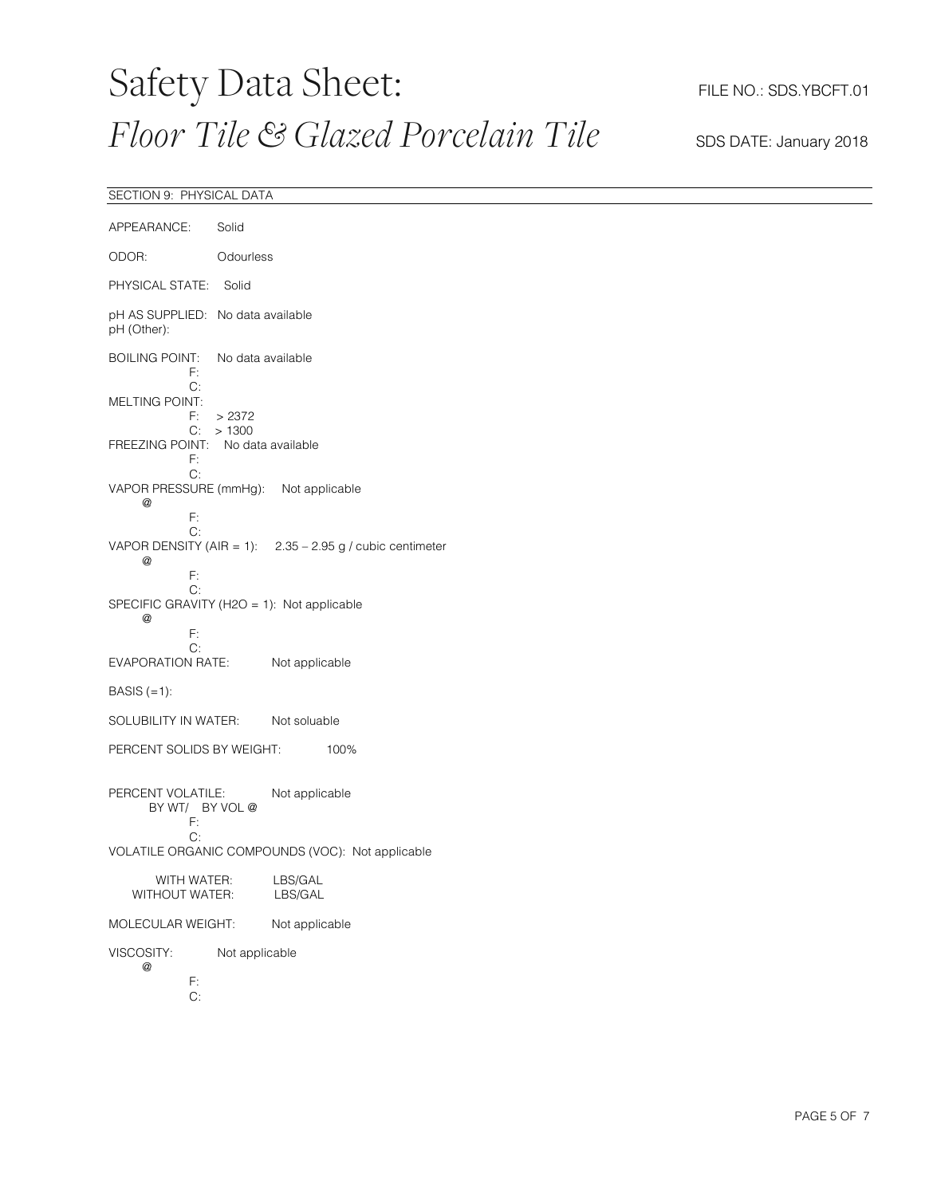# Safety Data Sheet: *Floor Tile & Glazed Porcelain Tile*

FILE NO.: SDS.YBCFT.01

SDS DATE: January 2018

## SECTION 9: PHYSICAL DATA

APPEARANCE: Solid

ODOR: Odourless

PHYSICAL STATE: Solid

pH AS SUPPLIED: No data available
pH (Other):

BOILING POINT: No data available
F:
C:

MELTING POINT:
F: > 2372
C: > 1300

FREEZING POINT: No data available
F:
C:

VAPOR PRESSURE (mmHg): Not applicable
@
F:
C:

VAPOR DENSITY (AIR = 1): 2.35 – 2.95 g / cubic centimeter
@
F:
C:

SPECIFIC GRAVITY (H2O = 1): Not applicable
@
F:
C:

EVAPORATION RATE: Not applicable

BASIS (=1):

SOLUBILITY IN WATER: Not soluable

PERCENT SOLIDS BY WEIGHT: 100%

PERCENT VOLATILE: Not applicable
BY WT/ BY VOL @
F:
C:

VOLATILE ORGANIC COMPOUNDS (VOC): Not applicable

WITH WATER: LBS/GAL
WITHOUT WATER: LBS/GAL

MOLECULAR WEIGHT: Not applicable

VISCOSITY: Not applicable
@
F:
C: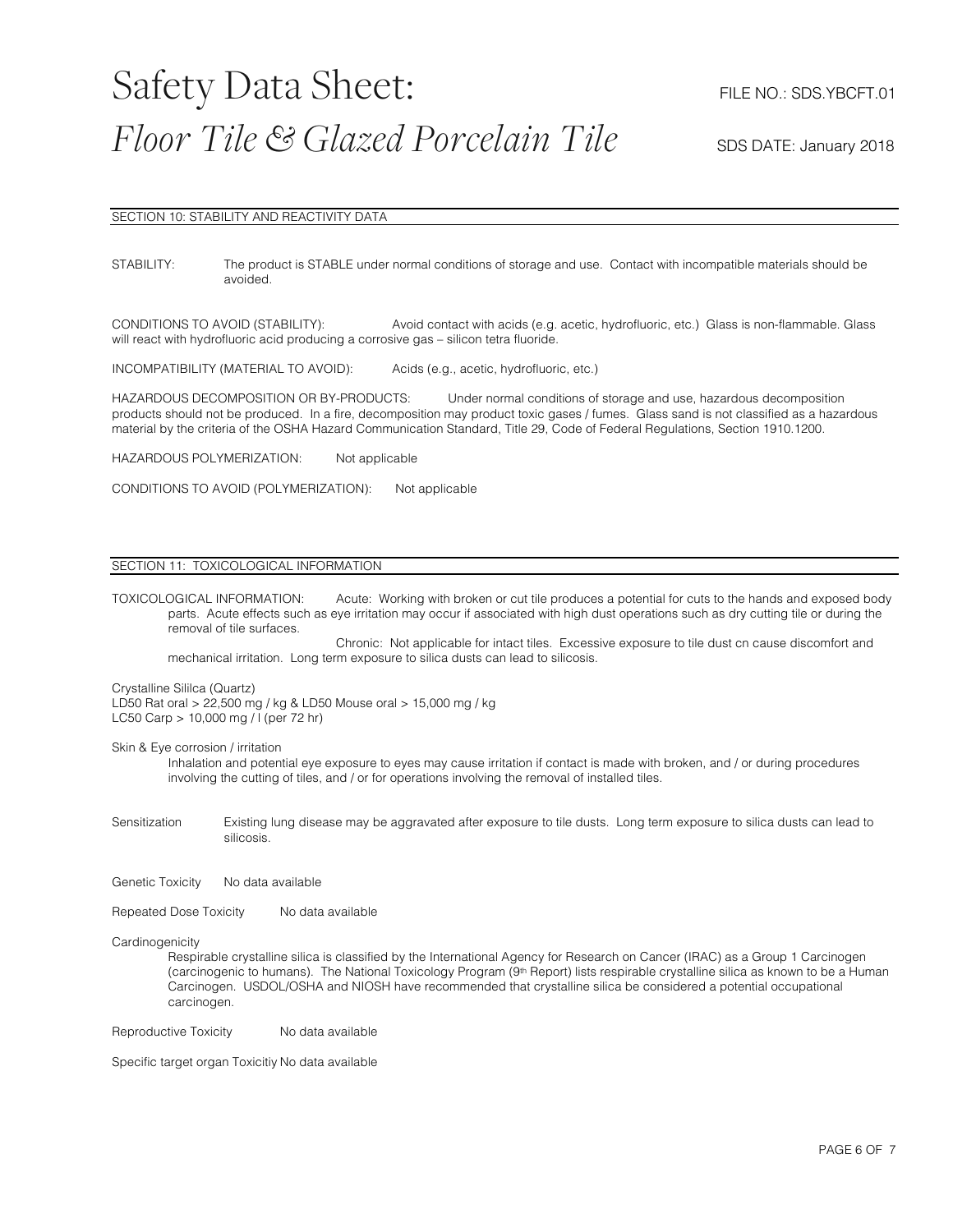# Safety Data Sheet: *Floor Tile & Glazed Porcelain Tile*

FILE NO.: SDS.YBCFT.01

SDS DATE: January 2018

## SECTION 10: STABILITY AND REACTIVITY DATA

STABILITY: The product is STABLE under normal conditions of storage and use. Contact with incompatible materials should be avoided.

CONDITIONS TO AVOID (STABILITY): Avoid contact with acids (e.g. acetic, hydrofluoric, etc.) Glass is non-flammable. Glass will react with hydrofluoric acid producing a corrosive gas – silicon tetra fluoride.

INCOMPATIBILITY (MATERIAL TO AVOID): Acids (e.g., acetic, hydrofluoric, etc.)

HAZARDOUS DECOMPOSITION OR BY-PRODUCTS: Under normal conditions of storage and use, hazardous decomposition products should not be produced. In a fire, decomposition may product toxic gases / fumes. Glass sand is not classified as a hazardous material by the criteria of the OSHA Hazard Communication Standard, Title 29, Code of Federal Regulations, Section 1910.1200.

HAZARDOUS POLYMERIZATION: Not applicable

CONDITIONS TO AVOID (POLYMERIZATION): Not applicable

## SECTION 11: TOXICOLOGICAL INFORMATION

TOXICOLOGICAL INFORMATION: Acute: Working with broken or cut tile produces a potential for cuts to the hands and exposed body parts. Acute effects such as eye irritation may occur if associated with high dust operations such as dry cutting tile or during the removal of tile surfaces.

Chronic: Not applicable for intact tiles. Excessive exposure to tile dust cn can cause discomfort and mechanical irritation. Long term exposure to silica dusts can lead to silicosis.

Crystalline Sililca (Quartz)
LD50 Rat oral > 22,500 mg / kg & LD50 Mouse oral > 15,000 mg / kg
LC50 Carp > 10,000 mg / l (per 72 hr)

Skin & Eye corrosion / irritation

Inhalation and potential eye exposure to eyes may cause irritation if contact is made with broken, and / or during procedures involving the cutting of tiles, and / or for operations involving the removal of installed tiles.

Sensitization Existing lung disease may be aggravated after exposure to tile dusts. Long term exposure to silica dusts can lead to silicosis.

Genetic Toxicity No data available

Repeated Dose Toxicity No data available

Cardinogenicity

Respirable crystalline silica is classified by the International Agency for Research on Cancer (IRAC) as a Group 1 Carcinogen (carcinogenic to humans). The National Toxicology Program (9th Report) lists respirable crystalline silica as known to be a Human Carcinogen. USDOL/OSHA and NIOSH have recommended that crystalline silica be considered a potential occupational carcinogen.

Reproductive Toxicity No data available

Specific target organ Toxicitiy No data available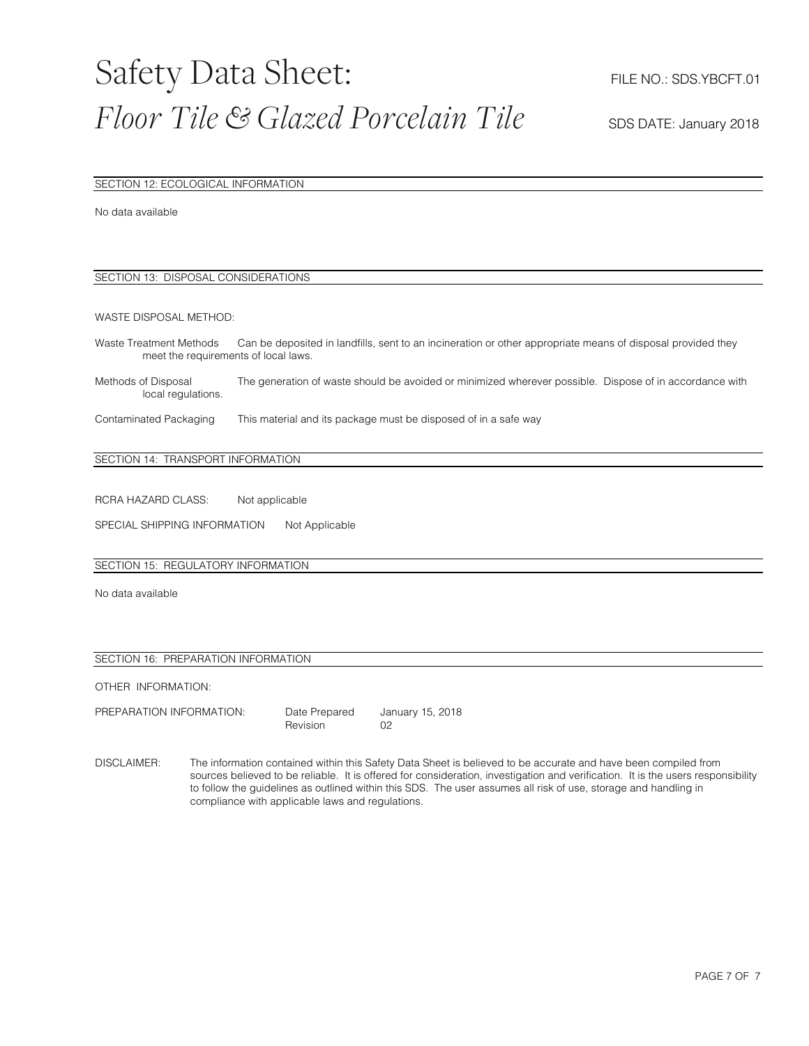# Safety Data Sheet: *Floor Tile & Glazed Porcelain Tile*

FILE NO.: SDS.YBCFT.01

SDS DATE: January 2018

## SECTION 12: ECOLOGICAL INFORMATION

No data available

## SECTION 13: DISPOSAL CONSIDERATIONS

WASTE DISPOSAL METHOD:

Waste Treatment Methods Can be deposited in landfills, sent to an incineration or other appropriate means of disposal provided they meet the requirements of local laws.

Methods of Disposal The generation of waste should be avoided or minimized wherever possible. Dispose of in accordance with local regulations.

Contaminated Packaging This material and its package must be disposed of in a safe way

## SECTION 14: TRANSPORT INFORMATION

RCRA HAZARD CLASS: Not applicable

SPECIAL SHIPPING INFORMATION Not Applicable

## SECTION 15: REGULATORY INFORMATION

No data available

## SECTION 16: PREPARATION INFORMATION

OTHER INFORMATION:

PREPARATION INFORMATION: Date Prepared January 15, 2018
Revision 02

DISCLAIMER: The information contained within this Safety Data Sheet is believed to be accurate and have been compiled from sources believed to be reliable. It is offered for consideration, investigation and verification. It is the users responsibility to follow the guidelines as outlined within this SDS. The user assumes all risk of use, storage and handling in compliance with applicable laws and regulations.